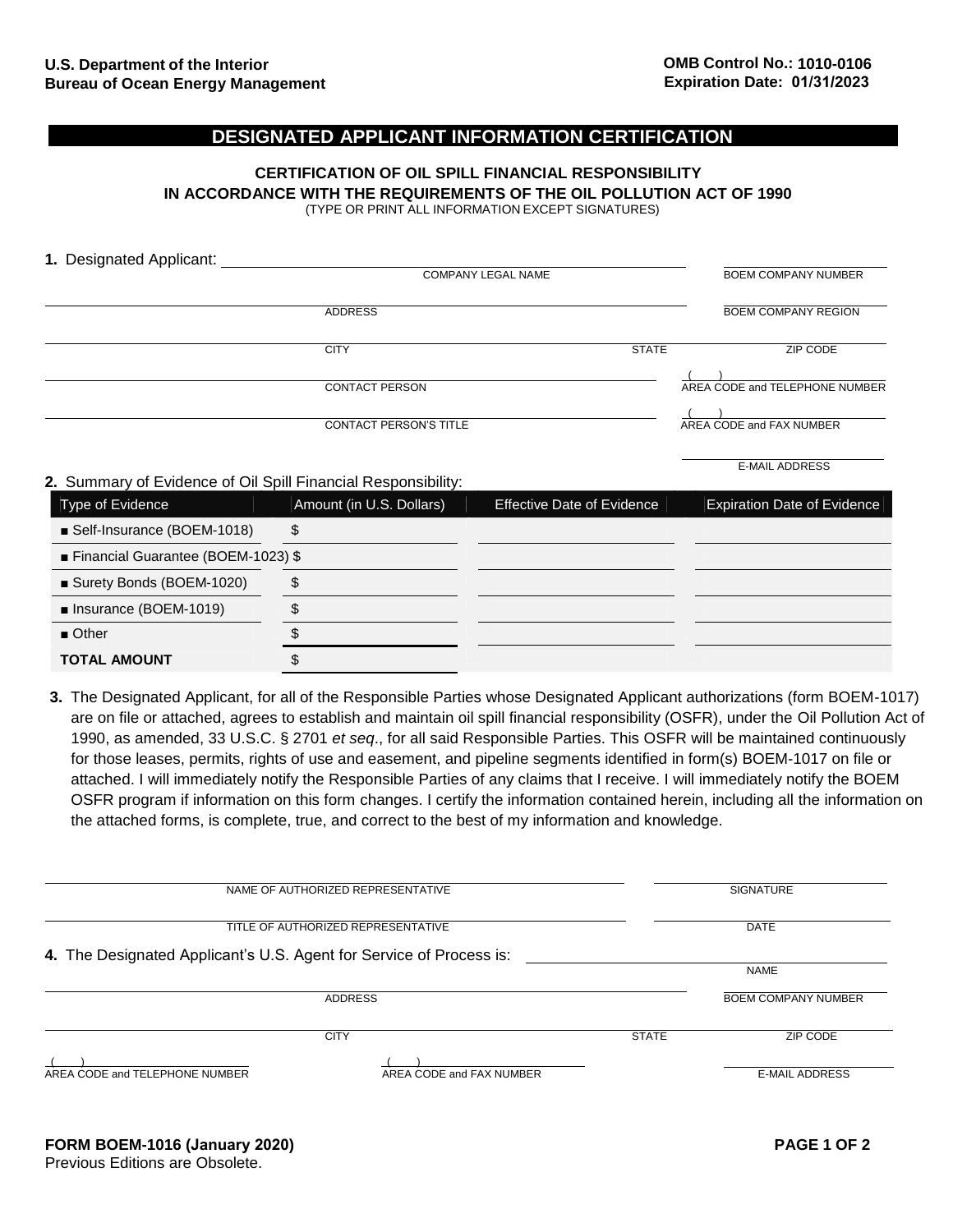**U.S. Department of the Interior**
**Bureau of Ocean Energy Management**

**OMB Control No.: 1010-0106**
**Expiration Date: 01/31/2023**

# DESIGNATED APPLICANT INFORMATION CERTIFICATION

**CERTIFICATION OF OIL SPILL FINANCIAL RESPONSIBILITY**
**IN ACCORDANCE WITH THE REQUIREMENTS OF THE OIL POLLUTION ACT OF 1990**
(TYPE OR PRINT ALL INFORMATION EXCEPT SIGNATURES)

**1.** Designated Applicant: ______________________________

COMPANY LEGAL NAME ______________________________ BOEM COMPANY NUMBER ______________

ADDRESS ______________________________ BOEM COMPANY REGION ______________

CITY ______________________________ STATE ______ ZIP CODE ______________

CONTACT PERSON ______________________________ ( ) AREA CODE and TELEPHONE NUMBER ______________

CONTACT PERSON'S TITLE ______________________________ ( ) AREA CODE and FAX NUMBER ______________

E-MAIL ADDRESS ______________

**2.** Summary of Evidence of Oil Spill Financial Responsibility:

| Type of Evidence | Amount (in U.S. Dollars) | Effective Date of Evidence | Expiration Date of Evidence |
|---|---|---|---|
| ■ Self-Insurance (BOEM-1018) | $ | | |
| ■ Financial Guarantee (BOEM-1023) | $ | | |
| ■ Surety Bonds (BOEM-1020) | $ | | |
| ■ Insurance (BOEM-1019) | $ | | |
| ■ Other | $ | | |
| **TOTAL AMOUNT** | $ | | |

**3.** The Designated Applicant, for all of the Responsible Parties whose Designated Applicant authorizations (form BOEM-1017) are on file or attached, agrees to establish and maintain oil spill financial responsibility (OSFR), under the Oil Pollution Act of 1990, as amended, 33 U.S.C. § 2701 *et seq*., for all said Responsible Parties. This OSFR will be maintained continuously for those leases, permits, rights of use and easement, and pipeline segments identified in form(s) BOEM-1017 on file or attached. I will immediately notify the Responsible Parties of any claims that I receive. I will immediately notify the BOEM OSFR program if information on this form changes. I certify the information contained herein, including all the information on the attached forms, is complete, true, and correct to the best of my information and knowledge.

NAME OF AUTHORIZED REPRESENTATIVE ______________________________ SIGNATURE ______________

TITLE OF AUTHORIZED REPRESENTATIVE ______________________________ DATE ______________

**4.** The Designated Applicant's U.S. Agent for Service of Process is: ______________________________

NAME ______________

ADDRESS ______________________________ BOEM COMPANY NUMBER ______________

CITY ______________________________ STATE ______ ZIP CODE ______________

( ) AREA CODE and TELEPHONE NUMBER ______________ ( ) AREA CODE and FAX NUMBER ______________ E-MAIL ADDRESS ______________

**FORM BOEM-1016 (January 2020)**
Previous Editions are Obsolete.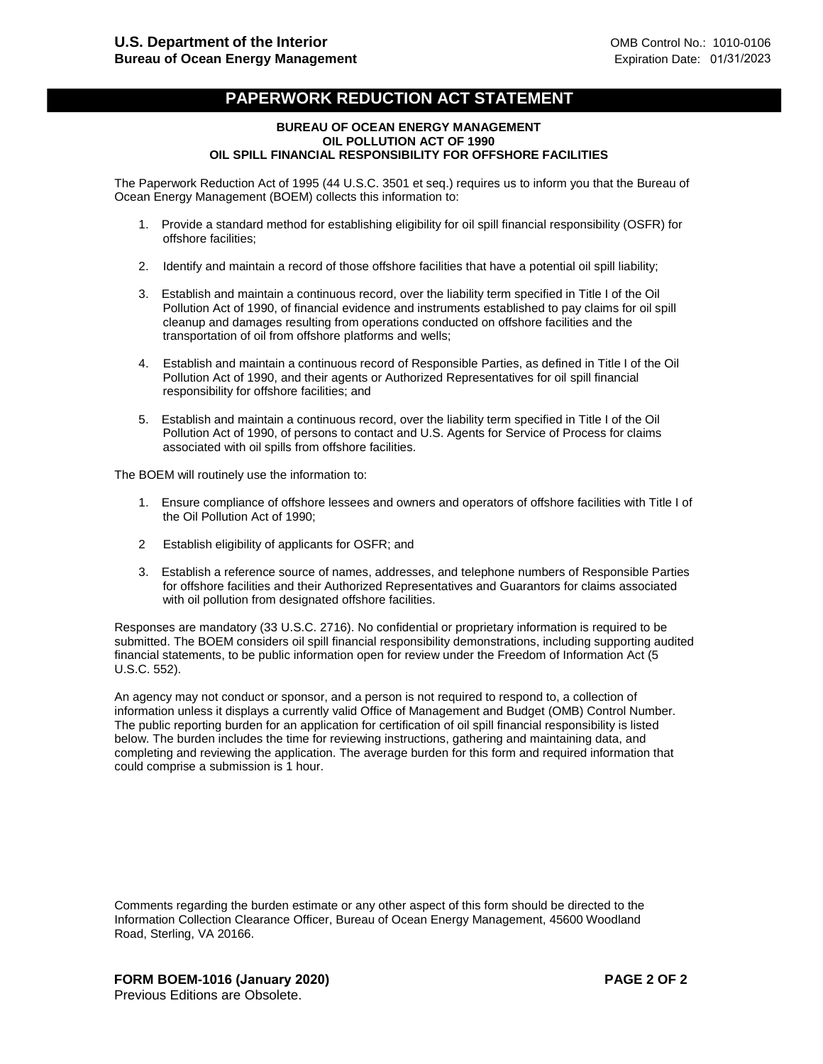**U.S. Department of the Interior**
**Bureau of Ocean Energy Management**

OMB Control No.: 1010-0106
Expiration Date: 01/31/2023

# PAPERWORK REDUCTION ACT STATEMENT

**BUREAU OF OCEAN ENERGY MANAGEMENT**
**OIL POLLUTION ACT OF 1990**
**OIL SPILL FINANCIAL RESPONSIBILITY FOR OFFSHORE FACILITIES**

The Paperwork Reduction Act of 1995 (44 U.S.C. 3501 et seq.) requires us to inform you that the Bureau of Ocean Energy Management (BOEM) collects this information to:

1. Provide a standard method for establishing eligibility for oil spill financial responsibility (OSFR) for offshore facilities;

2. Identify and maintain a record of those offshore facilities that have a potential oil spill liability;

3. Establish and maintain a continuous record, over the liability term specified in Title I of the Oil Pollution Act of 1990, of financial evidence and instruments established to pay claims for oil spill cleanup and damages resulting from operations conducted on offshore facilities and the transportation of oil from offshore platforms and wells;

4. Establish and maintain a continuous record of Responsible Parties, as defined in Title I of the Oil Pollution Act of 1990, and their agents or Authorized Representatives for oil spill financial responsibility for offshore facilities; and

5. Establish and maintain a continuous record, over the liability term specified in Title I of the Oil Pollution Act of 1990, of persons to contact and U.S. Agents for Service of Process for claims associated with oil spills from offshore facilities.

The BOEM will routinely use the information to:

1. Ensure compliance of offshore lessees and owners and operators of offshore facilities with Title I of the Oil Pollution Act of 1990;

2 Establish eligibility of applicants for OSFR; and

3. Establish a reference source of names, addresses, and telephone numbers of Responsible Parties for offshore facilities and their Authorized Representatives and Guarantors for claims associated with oil pollution from designated offshore facilities.

Responses are mandatory (33 U.S.C. 2716). No confidential or proprietary information is required to be submitted. The BOEM considers oil spill financial responsibility demonstrations, including supporting audited financial statements, to be public information open for review under the Freedom of Information Act (5 U.S.C. 552).

An agency may not conduct or sponsor, and a person is not required to respond to, a collection of information unless it displays a currently valid Office of Management and Budget (OMB) Control Number. The public reporting burden for an application for certification of oil spill financial responsibility is listed below. The burden includes the time for reviewing instructions, gathering and maintaining data, and completing and reviewing the application. The average burden for this form and required information that could comprise a submission is 1 hour.

Comments regarding the burden estimate or any other aspect of this form should be directed to the Information Collection Clearance Officer, Bureau of Ocean Energy Management, 45600 Woodland Road, Sterling, VA 20166.

**FORM BOEM-1016 (January 2020)**
Previous Editions are Obsolete.